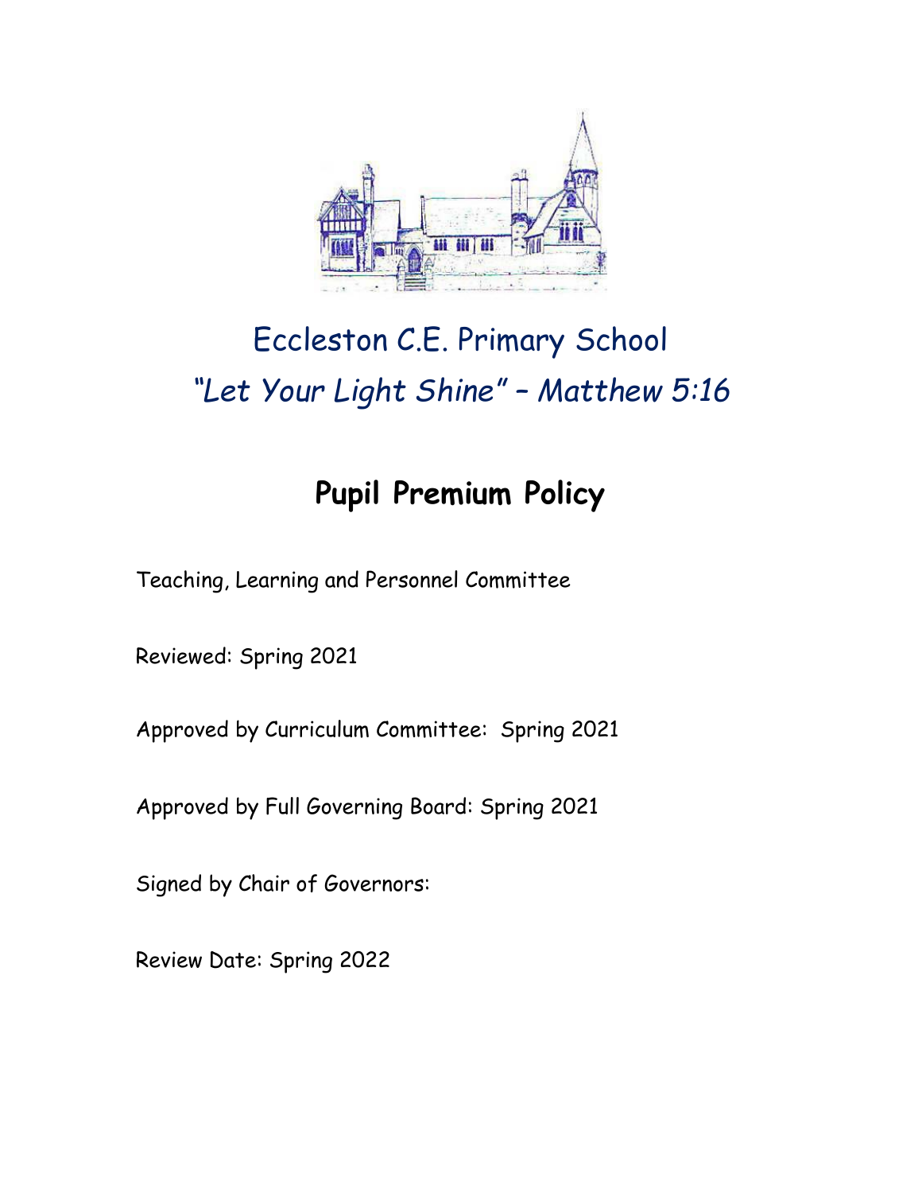# Eccleston C.E. Primary School

*"Let Your Light Shine" – Matthew 5:16*

## Pupil Premium Policy

Teaching, Learning and Personnel Committee

Reviewed: Spring 2021

Approved by Curriculum Committee: Spring 2021

Approved by Full Governing Board: Spring 2021

Signed by Chair of Governors:

Review Date: Spring 2022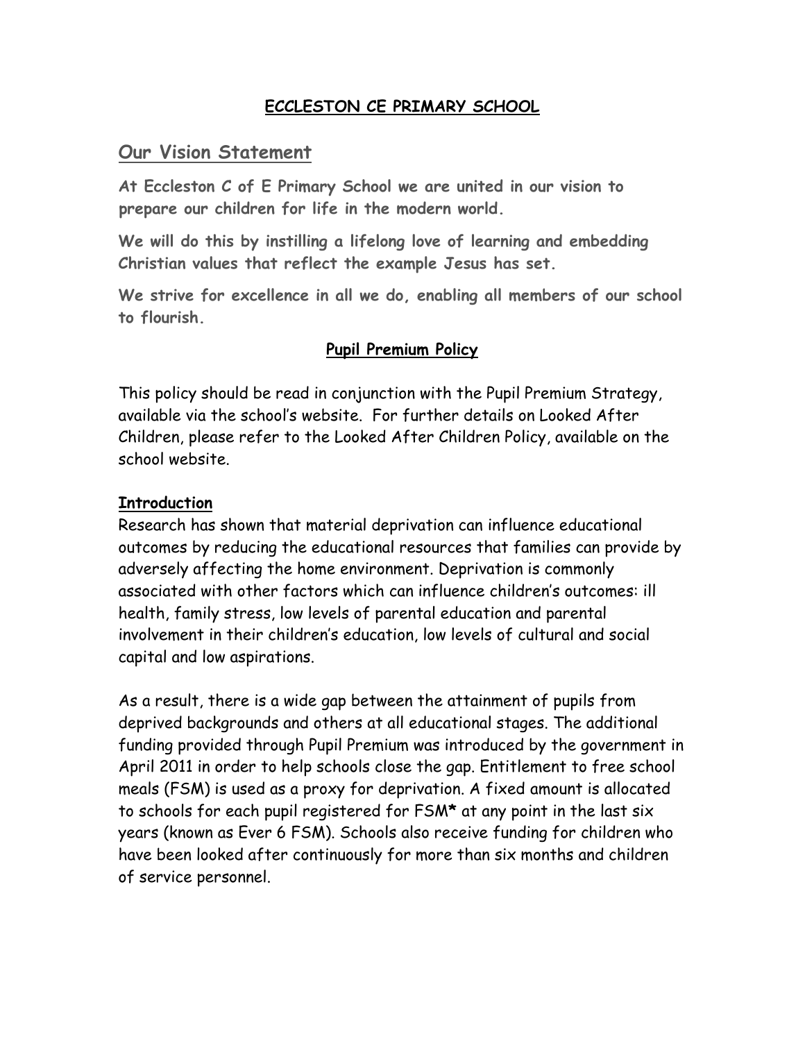**ECCLESTON CE PRIMARY SCHOOL**

## Our Vision Statement

**At Eccleston C of E Primary School we are united in our vision to prepare our children for life in the modern world.**

**We will do this by instilling a lifelong love of learning and embedding Christian values that reflect the example Jesus has set.**

**We strive for excellence in all we do, enabling all members of our school to flourish.**

**Pupil Premium Policy**

This policy should be read in conjunction with the Pupil Premium Strategy, available via the school's website. For further details on Looked After Children, please refer to the Looked After Children Policy, available on the school website.

**Introduction**

Research has shown that material deprivation can influence educational outcomes by reducing the educational resources that families can provide by adversely affecting the home environment. Deprivation is commonly associated with other factors which can influence children's outcomes: ill health, family stress, low levels of parental education and parental involvement in their children's education, low levels of cultural and social capital and low aspirations.

As a result, there is a wide gap between the attainment of pupils from deprived backgrounds and others at all educational stages. The additional funding provided through Pupil Premium was introduced by the government in April 2011 in order to help schools close the gap. Entitlement to free school meals (FSM) is used as a proxy for deprivation. A fixed amount is allocated to schools for each pupil registered for FSM* at any point in the last six years (known as Ever 6 FSM). Schools also receive funding for children who have been looked after continuously for more than six months and children of service personnel.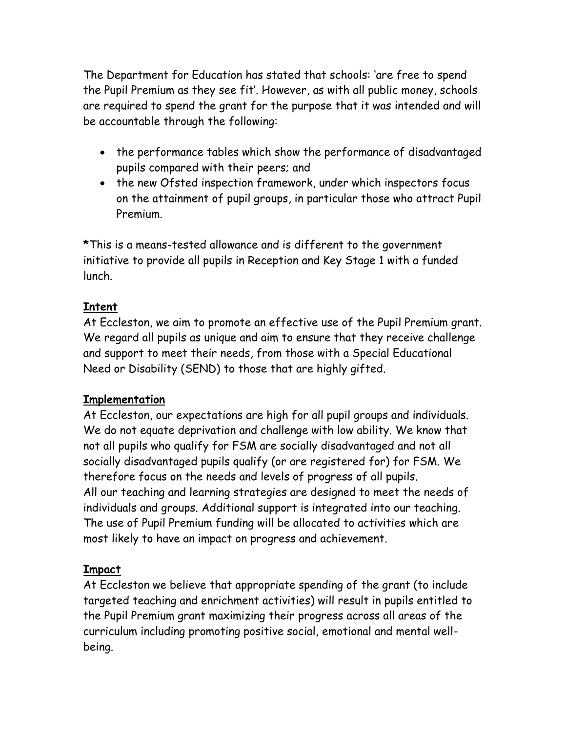The Department for Education has stated that schools: 'are free to spend the Pupil Premium as they see fit'. However, as with all public money, schools are required to spend the grant for the purpose that it was intended and will be accountable through the following:

- the performance tables which show the performance of disadvantaged pupils compared with their peers; and
- the new Ofsted inspection framework, under which inspectors focus on the attainment of pupil groups, in particular those who attract Pupil Premium.

**\***This is a means-tested allowance and is different to the government initiative to provide all pupils in Reception and Key Stage 1 with a funded lunch.

**<u>Intent</u>**

At Eccleston, we aim to promote an effective use of the Pupil Premium grant. We regard all pupils as unique and aim to ensure that they receive challenge and support to meet their needs, from those with a Special Educational Need or Disability (SEND) to those that are highly gifted.

**<u>Implementation</u>**

At Eccleston, our expectations are high for all pupil groups and individuals. We do not equate deprivation and challenge with low ability. We know that not all pupils who qualify for FSM are socially disadvantaged and not all socially disadvantaged pupils qualify (or are registered for) for FSM. We therefore focus on the needs and levels of progress of all pupils.
All our teaching and learning strategies are designed to meet the needs of individuals and groups. Additional support is integrated into our teaching. The use of Pupil Premium funding will be allocated to activities which are most likely to have an impact on progress and achievement.

**<u>Impact</u>**

At Eccleston we believe that appropriate spending of the grant (to include targeted teaching and enrichment activities) will result in pupils entitled to the Pupil Premium grant maximizing their progress across all areas of the curriculum including promoting positive social, emotional and mental well-being.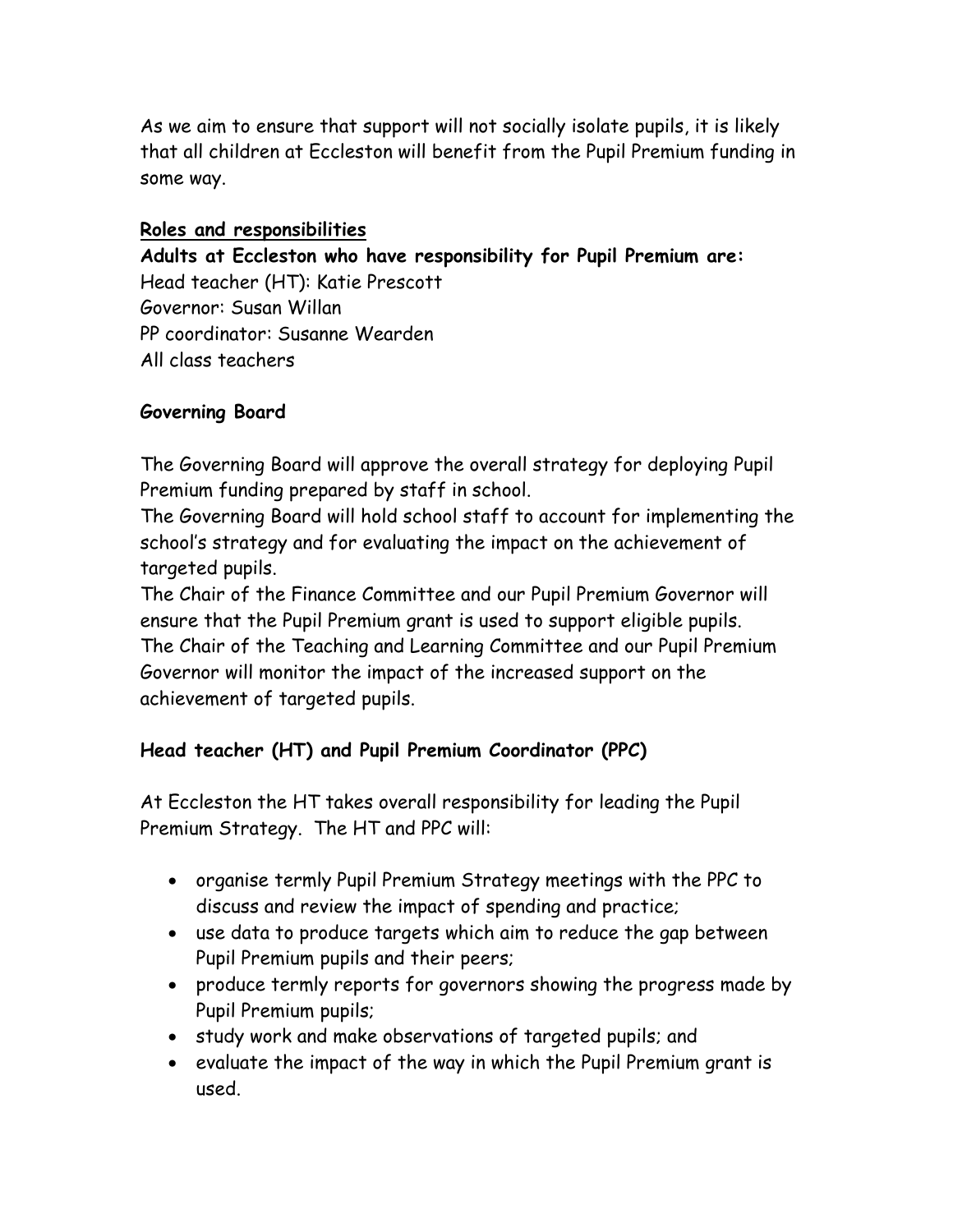As we aim to ensure that support will not socially isolate pupils, it is likely that all children at Eccleston will benefit from the Pupil Premium funding in some way.

## Roles and responsibilities

**Adults at Eccleston who have responsibility for Pupil Premium are:**
Head teacher (HT): Katie Prescott
Governor: Susan Willan
PP coordinator: Susanne Wearden
All class teachers

### Governing Board

The Governing Board will approve the overall strategy for deploying Pupil Premium funding prepared by staff in school.
The Governing Board will hold school staff to account for implementing the school's strategy and for evaluating the impact on the achievement of targeted pupils.
The Chair of the Finance Committee and our Pupil Premium Governor will ensure that the Pupil Premium grant is used to support eligible pupils.
The Chair of the Teaching and Learning Committee and our Pupil Premium Governor will monitor the impact of the increased support on the achievement of targeted pupils.

### Head teacher (HT) and Pupil Premium Coordinator (PPC)

At Eccleston the HT takes overall responsibility for leading the Pupil Premium Strategy. The HT and PPC will:

- organise termly Pupil Premium Strategy meetings with the PPC to discuss and review the impact of spending and practice;
- use data to produce targets which aim to reduce the gap between Pupil Premium pupils and their peers;
- produce termly reports for governors showing the progress made by Pupil Premium pupils;
- study work and make observations of targeted pupils; and
- evaluate the impact of the way in which the Pupil Premium grant is used.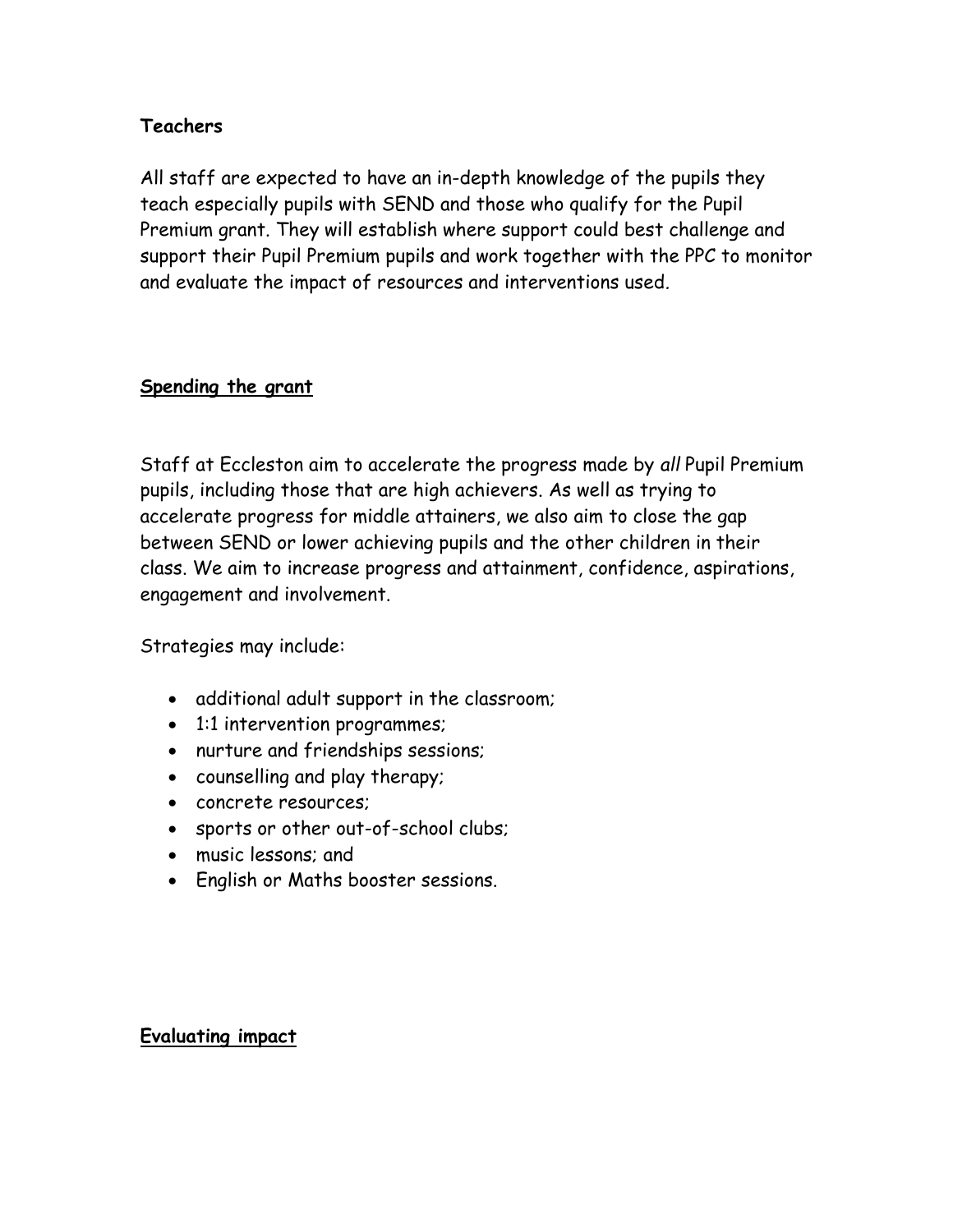**Teachers**

All staff are expected to have an in-depth knowledge of the pupils they teach especially pupils with SEND and those who qualify for the Pupil Premium grant. They will establish where support could best challenge and support their Pupil Premium pupils and work together with the PPC to monitor and evaluate the impact of resources and interventions used.

## **Spending the grant**

Staff at Eccleston aim to accelerate the progress made by *all* Pupil Premium pupils, including those that are high achievers. As well as trying to accelerate progress for middle attainers, we also aim to close the gap between SEND or lower achieving pupils and the other children in their class. We aim to increase progress and attainment, confidence, aspirations, engagement and involvement.

Strategies may include:

- additional adult support in the classroom;
- 1:1 intervention programmes;
- nurture and friendships sessions;
- counselling and play therapy;
- concrete resources;
- sports or other out-of-school clubs;
- music lessons; and
- English or Maths booster sessions.

## **Evaluating impact**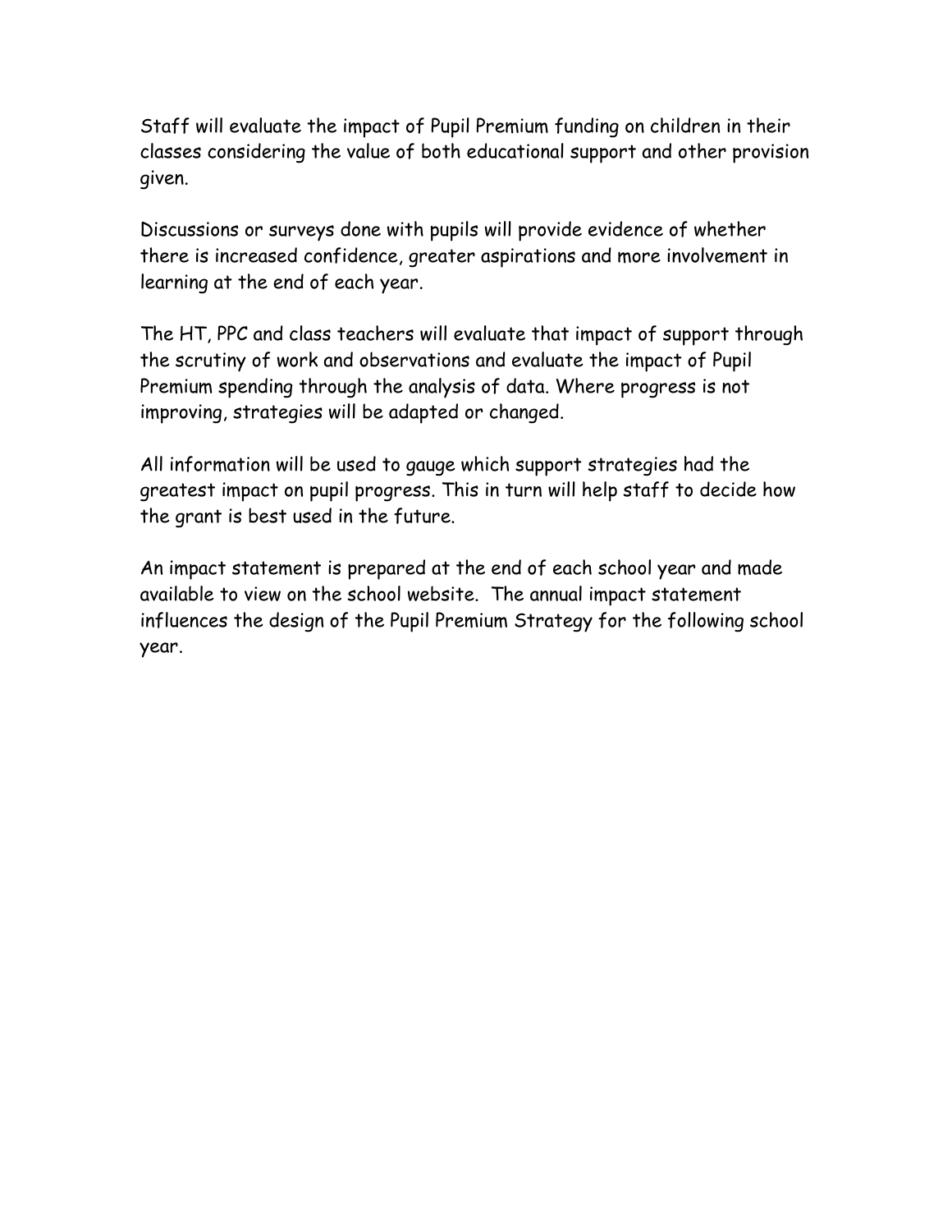Staff will evaluate the impact of Pupil Premium funding on children in their classes considering the value of both educational support and other provision given.

Discussions or surveys done with pupils will provide evidence of whether there is increased confidence, greater aspirations and more involvement in learning at the end of each year.

The HT, PPC and class teachers will evaluate that impact of support through the scrutiny of work and observations and evaluate the impact of Pupil Premium spending through the analysis of data. Where progress is not improving, strategies will be adapted or changed.

All information will be used to gauge which support strategies had the greatest impact on pupil progress. This in turn will help staff to decide how the grant is best used in the future.

An impact statement is prepared at the end of each school year and made available to view on the school website. The annual impact statement influences the design of the Pupil Premium Strategy for the following school year.